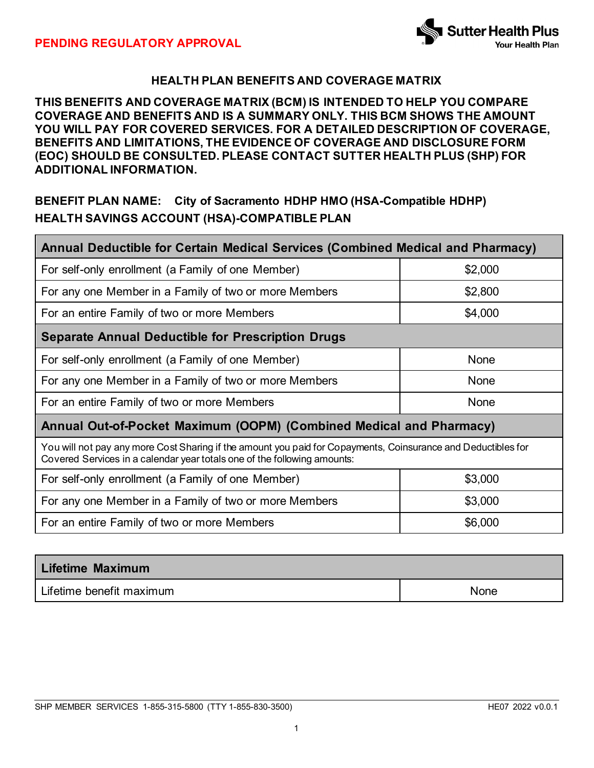**PENDING REGULATORY APPROVAL**

# HEALTH PLAN BENEFITS AND COVERAGE MATRIX

**THIS BENEFITS AND COVERAGE MATRIX (BCM) IS INTENDED TO HELP YOU COMPARE COVERAGE AND BENEFITS AND IS A SUMMARY ONLY. THIS BCM SHOWS THE AMOUNT YOU WILL PAY FOR COVERED SERVICES. FOR A DETAILED DESCRIPTION OF COVERAGE, BENEFITS AND LIMITATIONS, THE EVIDENCE OF COVERAGE AND DISCLOSURE FORM (EOC) SHOULD BE CONSULTED. PLEASE CONTACT SUTTER HEALTH PLUS (SHP) FOR ADDITIONAL INFORMATION.**

**BENEFIT PLAN NAME: City of Sacramento HDHP HMO (HSA-Compatible HDHP)**
**HEALTH SAVINGS ACCOUNT (HSA)-COMPATIBLE PLAN**

| Annual Deductible for Certain Medical Services (Combined Medical and Pharmacy) | |
|---|---|
| For self-only enrollment (a Family of one Member) | $2,000 |
| For any one Member in a Family of two or more Members | $2,800 |
| For an entire Family of two or more Members | $4,000 |
| **Separate Annual Deductible for Prescription Drugs** | |
| For self-only enrollment (a Family of one Member) | None |
| For any one Member in a Family of two or more Members | None |
| For an entire Family of two or more Members | None |
| **Annual Out-of-Pocket Maximum (OOPM) (Combined Medical and Pharmacy)** | |
| You will not pay any more Cost Sharing if the amount you paid for Copayments, Coinsurance and Deductibles for Covered Services in a calendar year totals one of the following amounts: | |
| For self-only enrollment (a Family of one Member) | $3,000 |
| For any one Member in a Family of two or more Members | $3,000 |
| For an entire Family of two or more Members | $6,000 |

| Lifetime Maximum | |
|---|---|
| Lifetime benefit maximum | None |

SHP MEMBER SERVICES 1-855-315-5800 (TTY 1-855-830-3500) HE07 2022 v0.0.1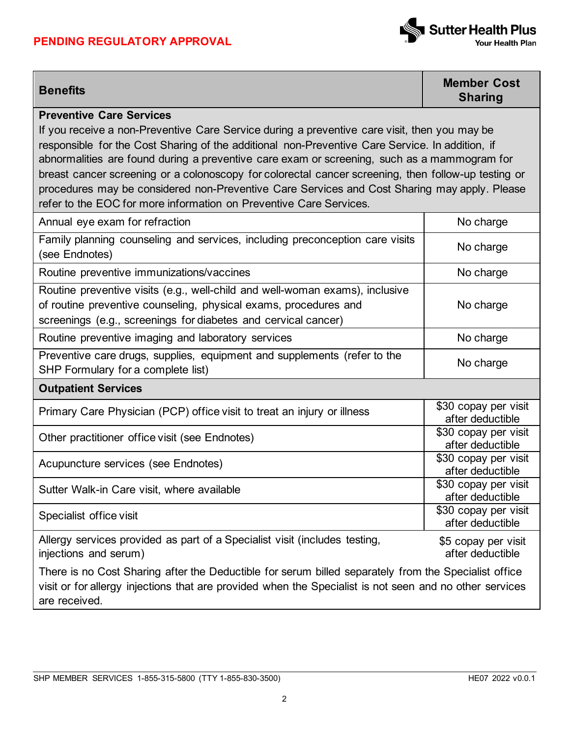**PENDING REGULATORY APPROVAL**

| Benefits | Member Cost Sharing |
|---|---|
| **Preventive Care Services**<br>If you receive a non-Preventive Care Service during a preventive care visit, then you may be responsible for the Cost Sharing of the additional non-Preventive Care Service. In addition, if abnormalities are found during a preventive care exam or screening, such as a mammogram for breast cancer screening or a colonoscopy for colorectal cancer screening, then follow-up testing or procedures may be considered non-Preventive Care Services and Cost Sharing may apply. Please refer to the EOC for more information on Preventive Care Services. | |
| Annual eye exam for refraction | No charge |
| Family planning counseling and services, including preconception care visits (see Endnotes) | No charge |
| Routine preventive immunizations/vaccines | No charge |
| Routine preventive visits (e.g., well-child and well-woman exams), inclusive of routine preventive counseling, physical exams, procedures and screenings (e.g., screenings for diabetes and cervical cancer) | No charge |
| Routine preventive imaging and laboratory services | No charge |
| Preventive care drugs, supplies, equipment and supplements (refer to the SHP Formulary for a complete list) | No charge |
| **Outpatient Services** | |
| Primary Care Physician (PCP) office visit to treat an injury or illness | $30 copay per visit after deductible |
| Other practitioner office visit (see Endnotes) | $30 copay per visit after deductible |
| Acupuncture services (see Endnotes) | $30 copay per visit after deductible |
| Sutter Walk-in Care visit, where available | $30 copay per visit after deductible |
| Specialist office visit | $30 copay per visit after deductible |
| Allergy services provided as part of a Specialist visit (includes testing, injections and serum) | $5 copay per visit after deductible |
| There is no Cost Sharing after the Deductible for serum billed separately from the Specialist office visit or for allergy injections that are provided when the Specialist is not seen and no other services are received. | |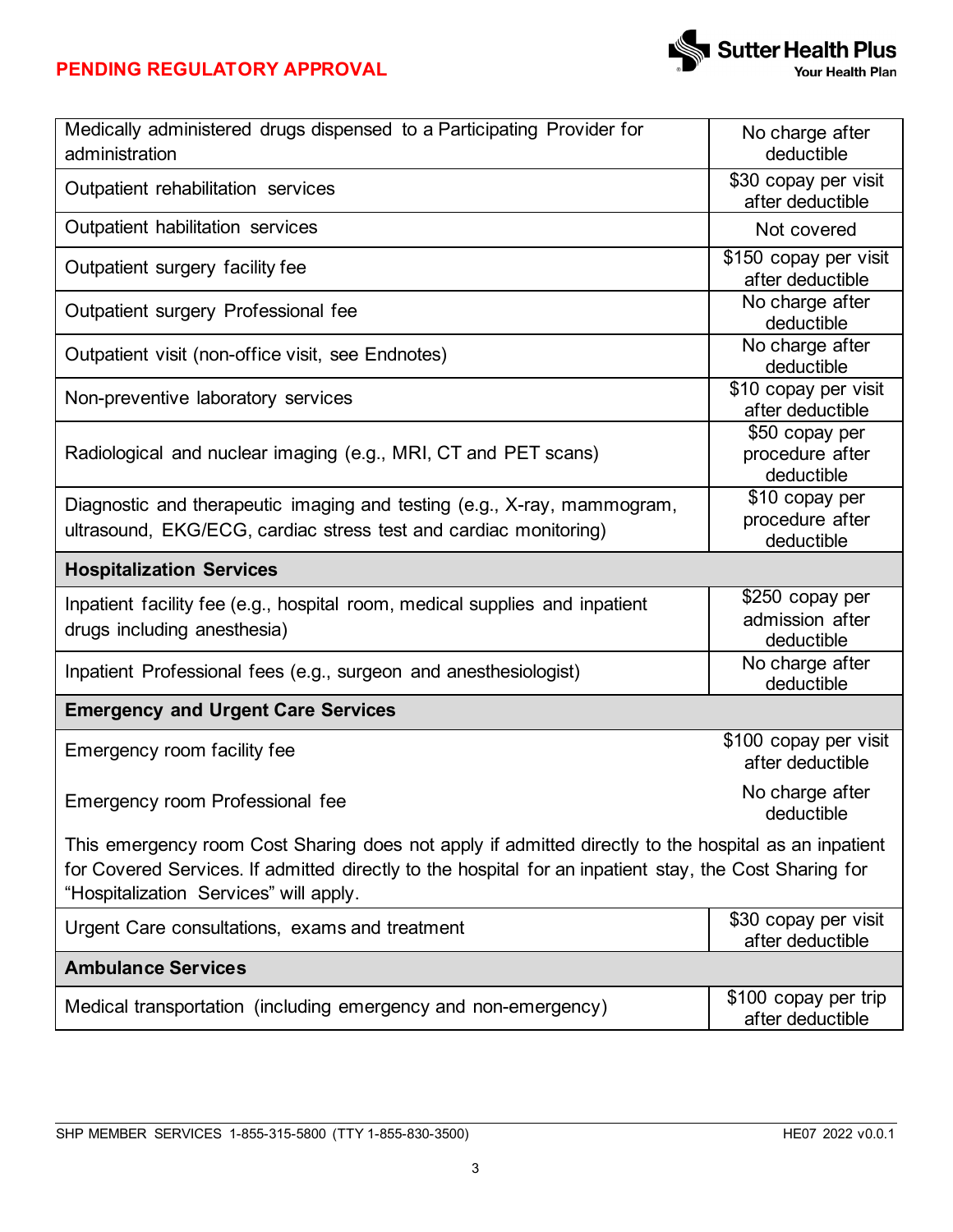PENDING REGULATORY APPROVAL

| | |
|---|---|
| Medically administered drugs dispensed to a Participating Provider for administration | No charge after deductible |
| Outpatient rehabilitation services | $30 copay per visit after deductible |
| Outpatient habilitation services | Not covered |
| Outpatient surgery facility fee | $150 copay per visit after deductible |
| Outpatient surgery Professional fee | No charge after deductible |
| Outpatient visit (non-office visit, see Endnotes) | No charge after deductible |
| Non-preventive laboratory services | $10 copay per visit after deductible |
| Radiological and nuclear imaging (e.g., MRI, CT and PET scans) | $50 copay per procedure after deductible |
| Diagnostic and therapeutic imaging and testing (e.g., X-ray, mammogram, ultrasound, EKG/ECG, cardiac stress test and cardiac monitoring) | $10 copay per procedure after deductible |
| **Hospitalization Services** | |
| Inpatient facility fee (e.g., hospital room, medical supplies and inpatient drugs including anesthesia) | $250 copay per admission after deductible |
| Inpatient Professional fees (e.g., surgeon and anesthesiologist) | No charge after deductible |
| **Emergency and Urgent Care Services** | |
| Emergency room facility fee | $100 copay per visit after deductible |
| Emergency room Professional fee | No charge after deductible |
| This emergency room Cost Sharing does not apply if admitted directly to the hospital as an inpatient for Covered Services. If admitted directly to the hospital for an inpatient stay, the Cost Sharing for "Hospitalization Services" will apply. | |
| Urgent Care consultations, exams and treatment | $30 copay per visit after deductible |
| **Ambulance Services** | |
| Medical transportation (including emergency and non-emergency) | $100 copay per trip after deductible |

SHP MEMBER SERVICES 1-855-315-5800 (TTY 1-855-830-3500) HE07 2022 v0.0.1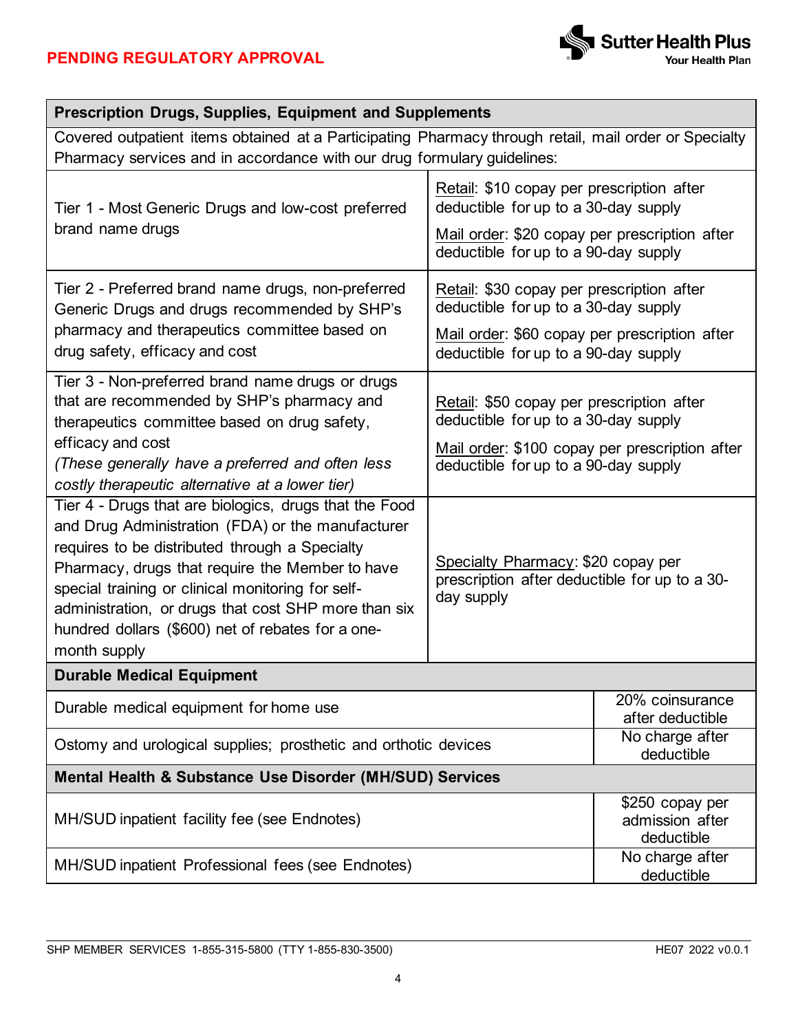**PENDING REGULATORY APPROVAL**

| **Prescription Drugs, Supplies, Equipment and Supplements** | |
|---|---|
| Covered outpatient items obtained at a Participating Pharmacy through retail, mail order or Specialty Pharmacy services and in accordance with our drug formulary guidelines: | |
| Tier 1 - Most Generic Drugs and low-cost preferred brand name drugs | Retail: $10 copay per prescription after deductible for up to a 30-day supply<br>Mail order: $20 copay per prescription after deductible for up to a 90-day supply |
| Tier 2 - Preferred brand name drugs, non-preferred Generic Drugs and drugs recommended by SHP's pharmacy and therapeutics committee based on drug safety, efficacy and cost | Retail: $30 copay per prescription after deductible for up to a 30-day supply<br>Mail order: $60 copay per prescription after deductible for up to a 90-day supply |
| Tier 3 - Non-preferred brand name drugs or drugs that are recommended by SHP's pharmacy and therapeutics committee based on drug safety, efficacy and cost<br>*(These generally have a preferred and often less costly therapeutic alternative at a lower tier)* | Retail: $50 copay per prescription after deductible for up to a 30-day supply<br>Mail order: $100 copay per prescription after deductible for up to a 90-day supply |
| Tier 4 - Drugs that are biologics, drugs that the Food and Drug Administration (FDA) or the manufacturer requires to be distributed through a Specialty Pharmacy, drugs that require the Member to have special training or clinical monitoring for self-administration, or drugs that cost SHP more than six hundred dollars ($600) net of rebates for a one-month supply | Specialty Pharmacy: $20 copay per prescription after deductible for up to a 30-day supply |

| **Durable Medical Equipment** | |
|---|---|
| Durable medical equipment for home use | 20% coinsurance after deductible |
| Ostomy and urological supplies; prosthetic and orthotic devices | No charge after deductible |

| **Mental Health & Substance Use Disorder (MH/SUD) Services** | |
|---|---|
| MH/SUD inpatient facility fee (see Endnotes) | $250 copay per admission after deductible |
| MH/SUD inpatient Professional fees (see Endnotes) | No charge after deductible |

SHP MEMBER SERVICES 1-855-315-5800 (TTY 1-855-830-3500) HE07 2022 v0.0.1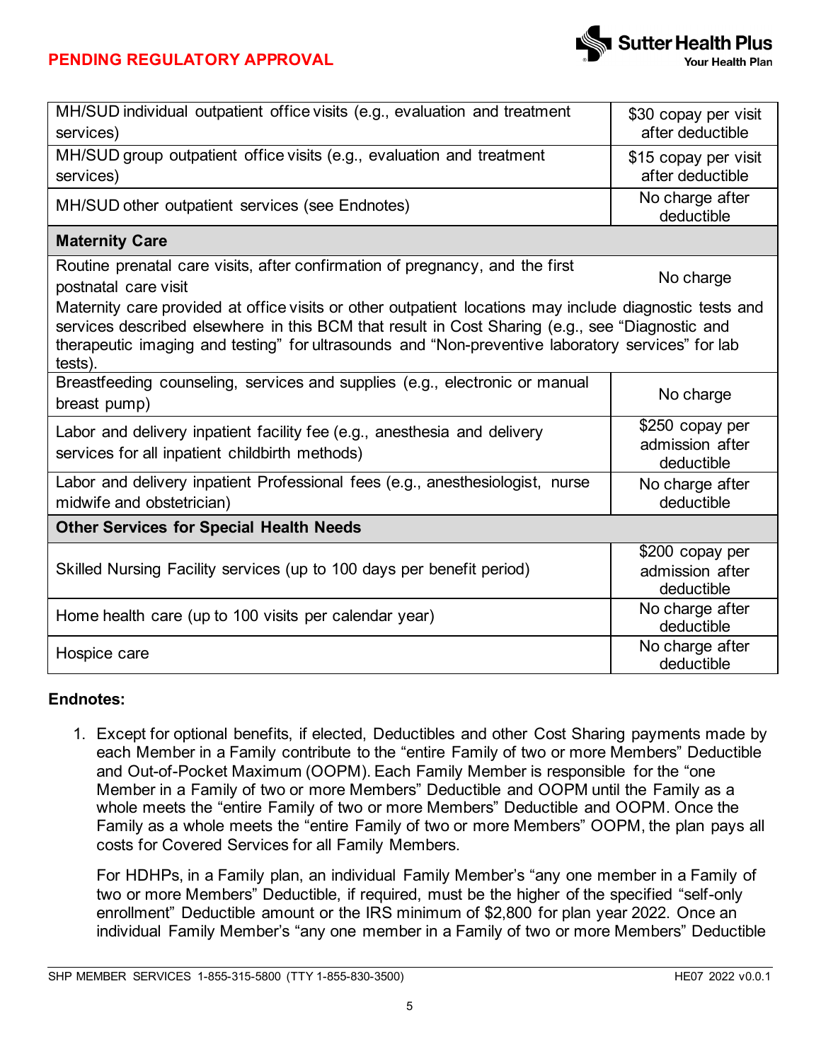PENDING REGULATORY APPROVAL

| | |
|---|---|
| MH/SUD individual outpatient office visits (e.g., evaluation and treatment services) | $30 copay per visit after deductible |
| MH/SUD group outpatient office visits (e.g., evaluation and treatment services) | $15 copay per visit after deductible |
| MH/SUD other outpatient services (see Endnotes) | No charge after deductible |
| **Maternity Care** | |
| Routine prenatal care visits, after confirmation of pregnancy, and the first postnatal care visit | No charge |
| Maternity care provided at office visits or other outpatient locations may include diagnostic tests and services described elsewhere in this BCM that result in Cost Sharing (e.g., see "Diagnostic and therapeutic imaging and testing" for ultrasounds and "Non-preventive laboratory services" for lab tests). | |
| Breastfeeding counseling, services and supplies (e.g., electronic or manual breast pump) | No charge |
| Labor and delivery inpatient facility fee (e.g., anesthesia and delivery services for all inpatient childbirth methods) | $250 copay per admission after deductible |
| Labor and delivery inpatient Professional fees (e.g., anesthesiologist, nurse midwife and obstetrician) | No charge after deductible |
| **Other Services for Special Health Needs** | |
| Skilled Nursing Facility services (up to 100 days per benefit period) | $200 copay per admission after deductible |
| Home health care (up to 100 visits per calendar year) | No charge after deductible |
| Hospice care | No charge after deductible |

**Endnotes:**

1. Except for optional benefits, if elected, Deductibles and other Cost Sharing payments made by each Member in a Family contribute to the "entire Family of two or more Members" Deductible and Out-of-Pocket Maximum (OOPM). Each Family Member is responsible for the "one Member in a Family of two or more Members" Deductible and OOPM until the Family as a whole meets the "entire Family of two or more Members" Deductible and OOPM. Once the Family as a whole meets the "entire Family of two or more Members" OOPM, the plan pays all costs for Covered Services for all Family Members.

   For HDHPs, in a Family plan, an individual Family Member's "any one member in a Family of two or more Members" Deductible, if required, must be the higher of the specified "self-only enrollment" Deductible amount or the IRS minimum of $2,800 for plan year 2022. Once an individual Family Member's "any one member in a Family of two or more Members" Deductible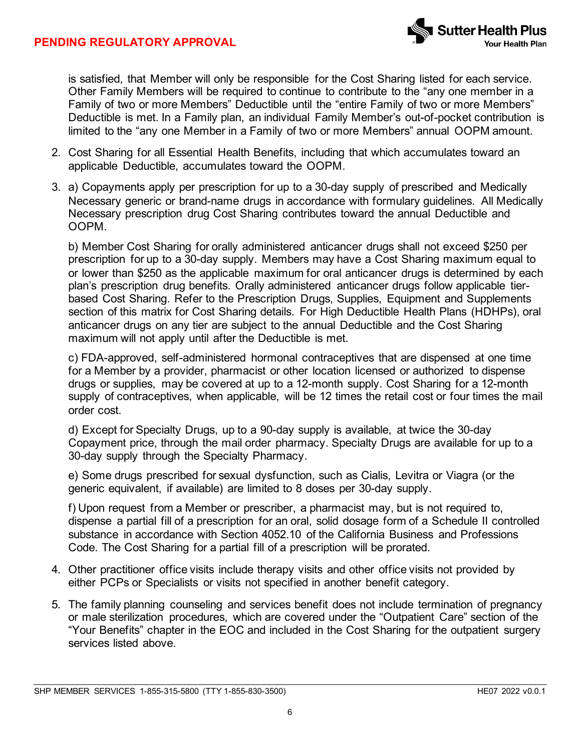is satisfied, that Member will only be responsible for the Cost Sharing listed for each service. Other Family Members will be required to continue to contribute to the "any one member in a Family of two or more Members" Deductible until the "entire Family of two or more Members" Deductible is met. In a Family plan, an individual Family Member's out-of-pocket contribution is limited to the "any one Member in a Family of two or more Members" annual OOPM amount.

2. Cost Sharing for all Essential Health Benefits, including that which accumulates toward an applicable Deductible, accumulates toward the OOPM.

3. a) Copayments apply per prescription for up to a 30-day supply of prescribed and Medically Necessary generic or brand-name drugs in accordance with formulary guidelines. All Medically Necessary prescription drug Cost Sharing contributes toward the annual Deductible and OOPM.

   b) Member Cost Sharing for orally administered anticancer drugs shall not exceed $250 per prescription for up to a 30-day supply. Members may have a Cost Sharing maximum equal to or lower than $250 as the applicable maximum for oral anticancer drugs is determined by each plan's prescription drug benefits. Orally administered anticancer drugs follow applicable tier-based Cost Sharing. Refer to the Prescription Drugs, Supplies, Equipment and Supplements section of this matrix for Cost Sharing details. For High Deductible Health Plans (HDHPs), oral anticancer drugs on any tier are subject to the annual Deductible and the Cost Sharing maximum will not apply until after the Deductible is met.

   c) FDA-approved, self-administered hormonal contraceptives that are dispensed at one time for a Member by a provider, pharmacist or other location licensed or authorized to dispense drugs or supplies, may be covered at up to a 12-month supply. Cost Sharing for a 12-month supply of contraceptives, when applicable, will be 12 times the retail cost or four times the mail order cost.

   d) Except for Specialty Drugs, up to a 90-day supply is available, at twice the 30-day Copayment price, through the mail order pharmacy. Specialty Drugs are available for up to a 30-day supply through the Specialty Pharmacy.

   e) Some drugs prescribed for sexual dysfunction, such as Cialis, Levitra or Viagra (or the generic equivalent, if available) are limited to 8 doses per 30-day supply.

   f) Upon request from a Member or prescriber, a pharmacist may, but is not required to, dispense a partial fill of a prescription for an oral, solid dosage form of a Schedule II controlled substance in accordance with Section 4052.10 of the California Business and Professions Code. The Cost Sharing for a partial fill of a prescription will be prorated.

4. Other practitioner office visits include therapy visits and other office visits not provided by either PCPs or Specialists or visits not specified in another benefit category.

5. The family planning counseling and services benefit does not include termination of pregnancy or male sterilization procedures, which are covered under the "Outpatient Care" section of the "Your Benefits" chapter in the EOC and included in the Cost Sharing for the outpatient surgery services listed above.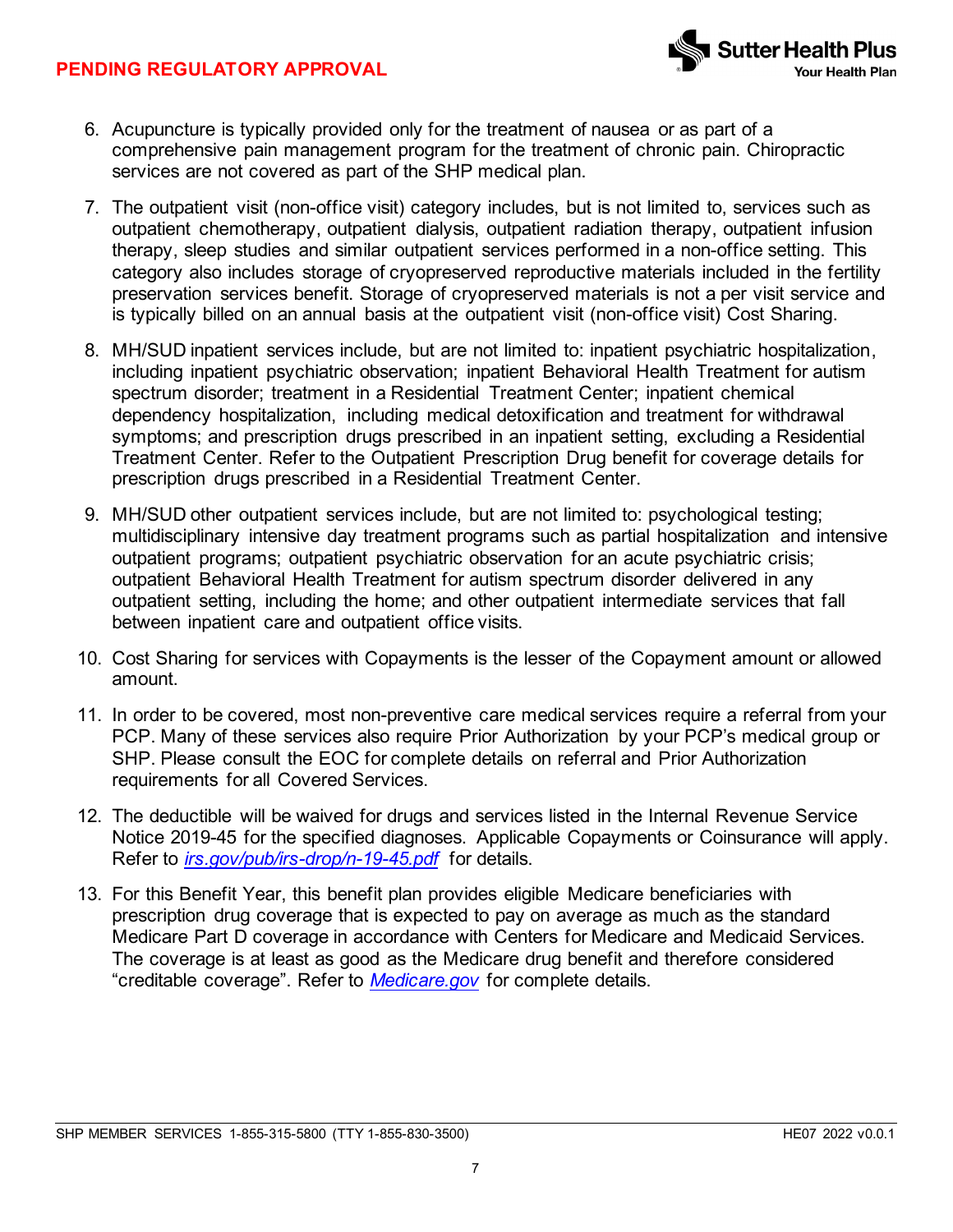PENDING REGULATORY APPROVAL

6. Acupuncture is typically provided only for the treatment of nausea or as part of a comprehensive pain management program for the treatment of chronic pain. Chiropractic services are not covered as part of the SHP medical plan.

7. The outpatient visit (non-office visit) category includes, but is not limited to, services such as outpatient chemotherapy, outpatient dialysis, outpatient radiation therapy, outpatient infusion therapy, sleep studies and similar outpatient services performed in a non-office setting. This category also includes storage of cryopreserved reproductive materials included in the fertility preservation services benefit. Storage of cryopreserved materials is not a per visit service and is typically billed on an annual basis at the outpatient visit (non-office visit) Cost Sharing.

8. MH/SUD inpatient services include, but are not limited to: inpatient psychiatric hospitalization, including inpatient psychiatric observation; inpatient Behavioral Health Treatment for autism spectrum disorder; treatment in a Residential Treatment Center; inpatient chemical dependency hospitalization, including medical detoxification and treatment for withdrawal symptoms; and prescription drugs prescribed in an inpatient setting, excluding a Residential Treatment Center. Refer to the Outpatient Prescription Drug benefit for coverage details for prescription drugs prescribed in a Residential Treatment Center.

9. MH/SUD other outpatient services include, but are not limited to: psychological testing; multidisciplinary intensive day treatment programs such as partial hospitalization and intensive outpatient programs; outpatient psychiatric observation for an acute psychiatric crisis; outpatient Behavioral Health Treatment for autism spectrum disorder delivered in any outpatient setting, including the home; and other outpatient intermediate services that fall between inpatient care and outpatient office visits.

10. Cost Sharing for services with Copayments is the lesser of the Copayment amount or allowed amount.

11. In order to be covered, most non-preventive care medical services require a referral from your PCP. Many of these services also require Prior Authorization by your PCP's medical group or SHP. Please consult the EOC for complete details on referral and Prior Authorization requirements for all Covered Services.

12. The deductible will be waived for drugs and services listed in the Internal Revenue Service Notice 2019-45 for the specified diagnoses. Applicable Copayments or Coinsurance will apply. Refer to *irs.gov/pub/irs-drop/n-19-45.pdf* for details.

13. For this Benefit Year, this benefit plan provides eligible Medicare beneficiaries with prescription drug coverage that is expected to pay on average as much as the standard Medicare Part D coverage in accordance with Centers for Medicare and Medicaid Services. The coverage is at least as good as the Medicare drug benefit and therefore considered "creditable coverage". Refer to *Medicare.gov* for complete details.